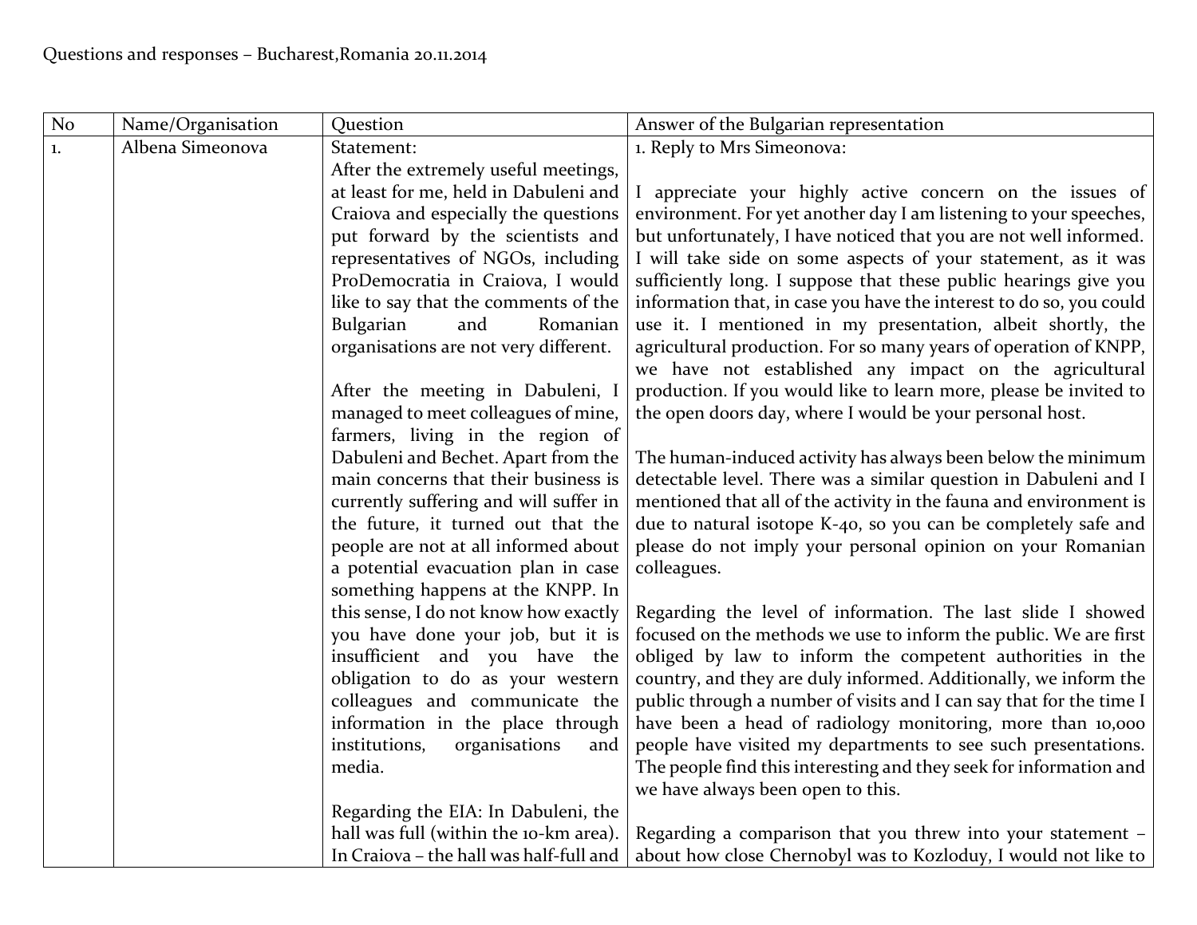Questions and responses – Bucharest,Romania 20.11.2014

| No | Name/Organisation | Question | Answer of the Bulgarian representation |
|---|---|---|---|
| 1. | Albena Simeonova | Statement:<br>After the extremely useful meetings, at least for me, held in Dabuleni and Craiova and especially the questions put forward by the scientists and representatives of NGOs, including ProDemocratia in Craiova, I would like to say that the comments of the Bulgarian and Romanian organisations are not very different.<br><br>After the meeting in Dabuleni, I managed to meet colleagues of mine, farmers, living in the region of Dabuleni and Bechet. Apart from the main concerns that their business is currently suffering and will suffer in the future, it turned out that the people are not at all informed about a potential evacuation plan in case something happens at the KNPP. In this sense, I do not know how exactly you have done your job, but it is insufficient and you have the obligation to do as your western colleagues and communicate the information in the place through institutions, organisations and media.<br><br>Regarding the EIA: In Dabuleni, the hall was full (within the 10-km area). In Craiova – the hall was half-full and | 1. Reply to Mrs Simeonova:<br><br>I appreciate your highly active concern on the issues of environment. For yet another day I am listening to your speeches, but unfortunately, I have noticed that you are not well informed. I will take side on some aspects of your statement, as it was sufficiently long. I suppose that these public hearings give you information that, in case you have the interest to do so, you could use it. I mentioned in my presentation, albeit shortly, the agricultural production. For so many years of operation of KNPP, we have not established any impact on the agricultural production. If you would like to learn more, please be invited to the open doors day, where I would be your personal host.<br><br>The human-induced activity has always been below the minimum detectable level. There was a similar question in Dabuleni and I mentioned that all of the activity in the fauna and environment is due to natural isotope K-40, so you can be completely safe and please do not imply your personal opinion on your Romanian colleagues.<br><br>Regarding the level of information. The last slide I showed focused on the methods we use to inform the public. We are first obliged by law to inform the competent authorities in the country, and they are duly informed. Additionally, we inform the public through a number of visits and I can say that for the time I have been a head of radiology monitoring, more than 10,000 people have visited my departments to see such presentations. The people find this interesting and they seek for information and we have always been open to this.<br><br>Regarding a comparison that you threw into your statement – about how close Chernobyl was to Kozloduy, I would not like to |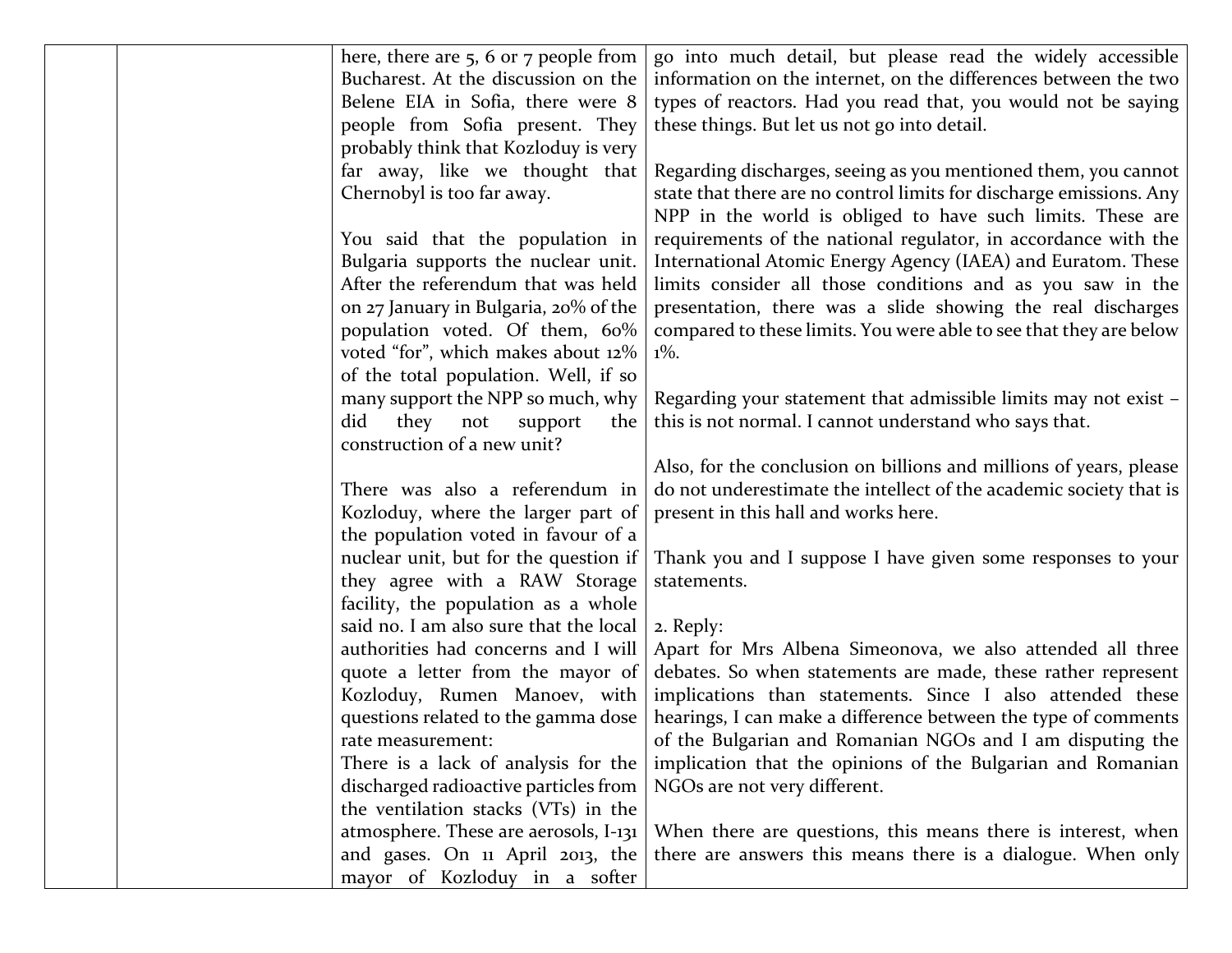| | | | |
|---|---|---|---|
| | | here, there are 5, 6 or 7 people from Bucharest. At the discussion on the Belene EIA in Sofia, there were 8 people from Sofia present. They probably think that Kozloduy is very far away, like we thought that Chernobyl is too far away.<br><br>You said that the population in Bulgaria supports the nuclear unit. After the referendum that was held on 27 January in Bulgaria, 20% of the population voted. Of them, 60% voted "for", which makes about 12% of the total population. Well, if so many support the NPP so much, why did they not support the construction of a new unit?<br><br>There was also a referendum in Kozloduy, where the larger part of the population voted in favour of a nuclear unit, but for the question if they agree with a RAW Storage facility, the population as a whole said no. I am also sure that the local authorities had concerns and I will quote a letter from the mayor of Kozloduy, Rumen Manoev, with questions related to the gamma dose rate measurement:<br>There is a lack of analysis for the discharged radioactive particles from the ventilation stacks (VTs) in the atmosphere. These are aerosols, I-131 and gases. On 11 April 2013, the mayor of Kozloduy in a softer | go into much detail, but please read the widely accessible information on the internet, on the differences between the two types of reactors. Had you read that, you would not be saying these things. But let us not go into detail.<br><br>Regarding discharges, seeing as you mentioned them, you cannot state that there are no control limits for discharge emissions. Any NPP in the world is obliged to have such limits. These are requirements of the national regulator, in accordance with the International Atomic Energy Agency (IAEA) and Euratom. These limits consider all those conditions and as you saw in the presentation, there was a slide showing the real discharges compared to these limits. You were able to see that they are below 1%.<br><br>Regarding your statement that admissible limits may not exist – this is not normal. I cannot understand who says that.<br><br>Also, for the conclusion on billions and millions of years, please do not underestimate the intellect of the academic society that is present in this hall and works here.<br><br>Thank you and I suppose I have given some responses to your statements.<br><br>2. Reply:<br>Apart for Mrs Albena Simeonova, we also attended all three debates. So when statements are made, these rather represent implications than statements. Since I also attended these hearings, I can make a difference between the type of comments of the Bulgarian and Romanian NGOs and I am disputing the implication that the opinions of the Bulgarian and Romanian NGOs are not very different.<br><br>When there are questions, this means there is interest, when there are answers this means there is a dialogue. When only |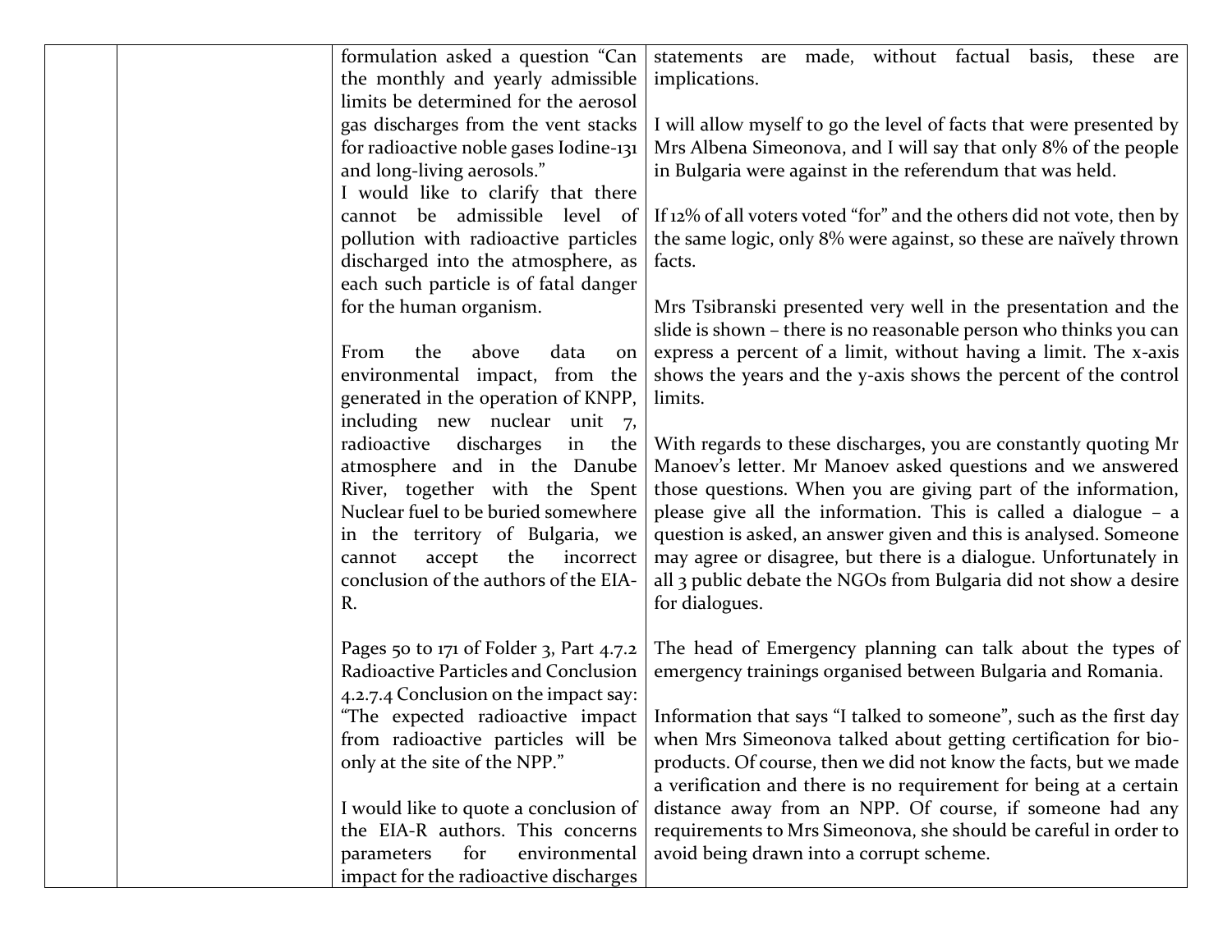| | | | |
|---|---|---|---|
| | | formulation asked a question "Can the monthly and yearly admissible limits be determined for the aerosol gas discharges from the vent stacks for radioactive noble gases Iodine-131 and long-living aerosols."<br>I would like to clarify that there cannot be admissible level of pollution with radioactive particles discharged into the atmosphere, as each such particle is of fatal danger for the human organism.<br><br>From the above data on environmental impact, from the generated in the operation of KNPP, including new nuclear unit 7, radioactive discharges in the atmosphere and in the Danube River, together with the Spent Nuclear fuel to be buried somewhere in the territory of Bulgaria, we cannot accept the incorrect conclusion of the authors of the EIA-R.<br><br>Pages 50 to 171 of Folder 3, Part 4.7.2 Radioactive Particles and Conclusion 4.2.7.4 Conclusion on the impact say: "The expected radioactive impact from radioactive particles will be only at the site of the NPP."<br><br>I would like to quote a conclusion of the EIA-R authors. This concerns parameters for environmental impact for the radioactive discharges | statements are made, without factual basis, these are implications.<br><br>I will allow myself to go the level of facts that were presented by Mrs Albena Simeonova, and I will say that only 8% of the people in Bulgaria were against in the referendum that was held.<br><br>If 12% of all voters voted "for" and the others did not vote, then by the same logic, only 8% were against, so these are naïvely thrown facts.<br><br>Mrs Tsibranski presented very well in the presentation and the slide is shown – there is no reasonable person who thinks you can express a percent of a limit, without having a limit. The x-axis shows the years and the y-axis shows the percent of the control limits.<br><br>With regards to these discharges, you are constantly quoting Mr Manoev's letter. Mr Manoev asked questions and we answered those questions. When you are giving part of the information, please give all the information. This is called a dialogue – a question is asked, an answer given and this is analysed. Someone may agree or disagree, but there is a dialogue. Unfortunately in all 3 public debate the NGOs from Bulgaria did not show a desire for dialogues.<br><br>The head of Emergency planning can talk about the types of emergency trainings organised between Bulgaria and Romania.<br><br>Information that says "I talked to someone", such as the first day when Mrs Simeonova talked about getting certification for bio-products. Of course, then we did not know the facts, but we made a verification and there is no requirement for being at a certain distance away from an NPP. Of course, if someone had any requirements to Mrs Simeonova, she should be careful in order to avoid being drawn into a corrupt scheme. |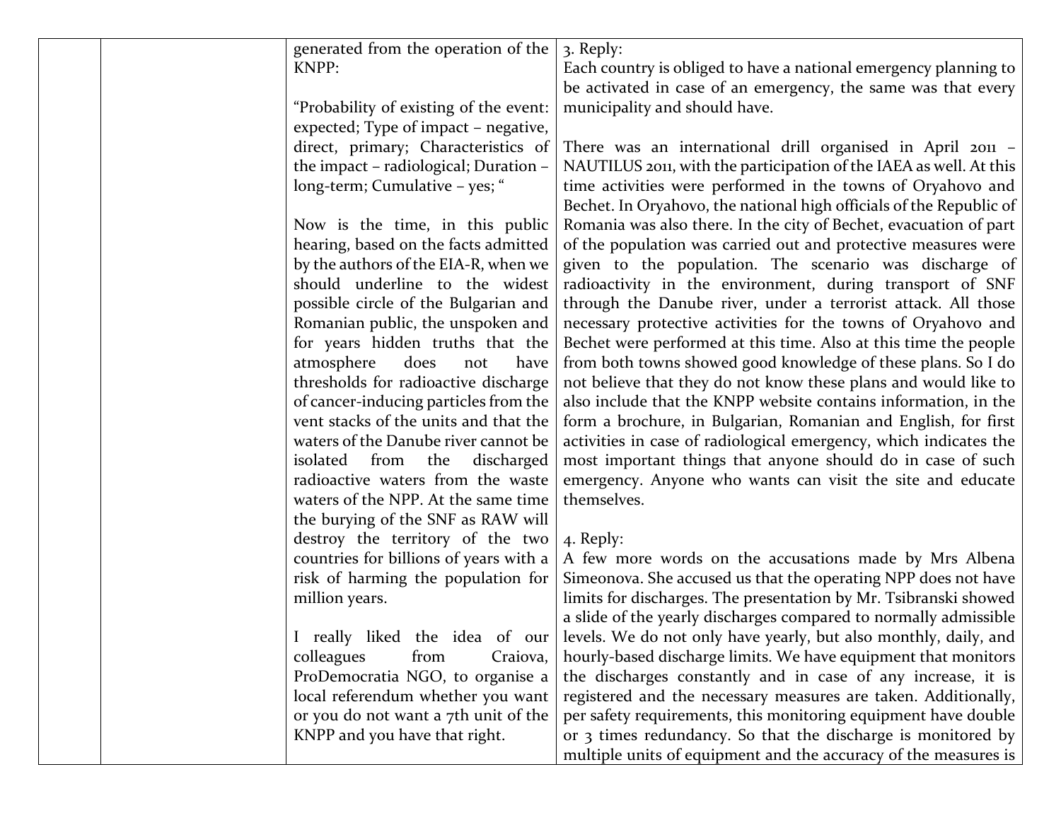| | | generated from the operation of the KNPP:<br><br>"Probability of existing of the event: expected; Type of impact – negative, direct, primary; Characteristics of the impact – radiological; Duration – long-term; Cumulative – yes; "<br><br>Now is the time, in this public hearing, based on the facts admitted by the authors of the EIA-R, when we should underline to the widest possible circle of the Bulgarian and Romanian public, the unspoken and for years hidden truths that the atmosphere does not have thresholds for radioactive discharge of cancer-inducing particles from the vent stacks of the units and that the waters of the Danube river cannot be isolated from the discharged radioactive waters from the waste waters of the NPP. At the same time the burying of the SNF as RAW will destroy the territory of the two countries for billions of years with a risk of harming the population for million years.<br><br>I really liked the idea of our colleagues from Craiova, ProDemocratia NGO, to organise a local referendum whether you want or you do not want a 7th unit of the KNPP and you have that right. | 3. Reply:<br>Each country is obliged to have a national emergency planning to be activated in case of an emergency, the same was that every municipality and should have.<br><br>There was an international drill organised in April 2011 – NAUTILUS 2011, with the participation of the IAEA as well. At this time activities were performed in the towns of Oryahovo and Bechet. In Oryahovo, the national high officials of the Republic of Romania was also there. In the city of Bechet, evacuation of part of the population was carried out and protective measures were given to the population. The scenario was discharge of radioactivity in the environment, during transport of SNF through the Danube river, under a terrorist attack. All those necessary protective activities for the towns of Oryahovo and Bechet were performed at this time. Also at this time the people from both towns showed good knowledge of these plans. So I do not believe that they do not know these plans and would like to also include that the KNPP website contains information, in the form a brochure, in Bulgarian, Romanian and English, for first activities in case of radiological emergency, which indicates the most important things that anyone should do in case of such emergency. Anyone who wants can visit the site and educate themselves.<br><br>4. Reply:<br>A few more words on the accusations made by Mrs Albena Simeonova. She accused us that the operating NPP does not have limits for discharges. The presentation by Mr. Tsibranski showed a slide of the yearly discharges compared to normally admissible levels. We do not only have yearly, but also monthly, daily, and hourly-based discharge limits. We have equipment that monitors the discharges constantly and in case of any increase, it is registered and the necessary measures are taken. Additionally, per safety requirements, this monitoring equipment have double or 3 times redundancy. So that the discharge is monitored by multiple units of equipment and the accuracy of the measures is |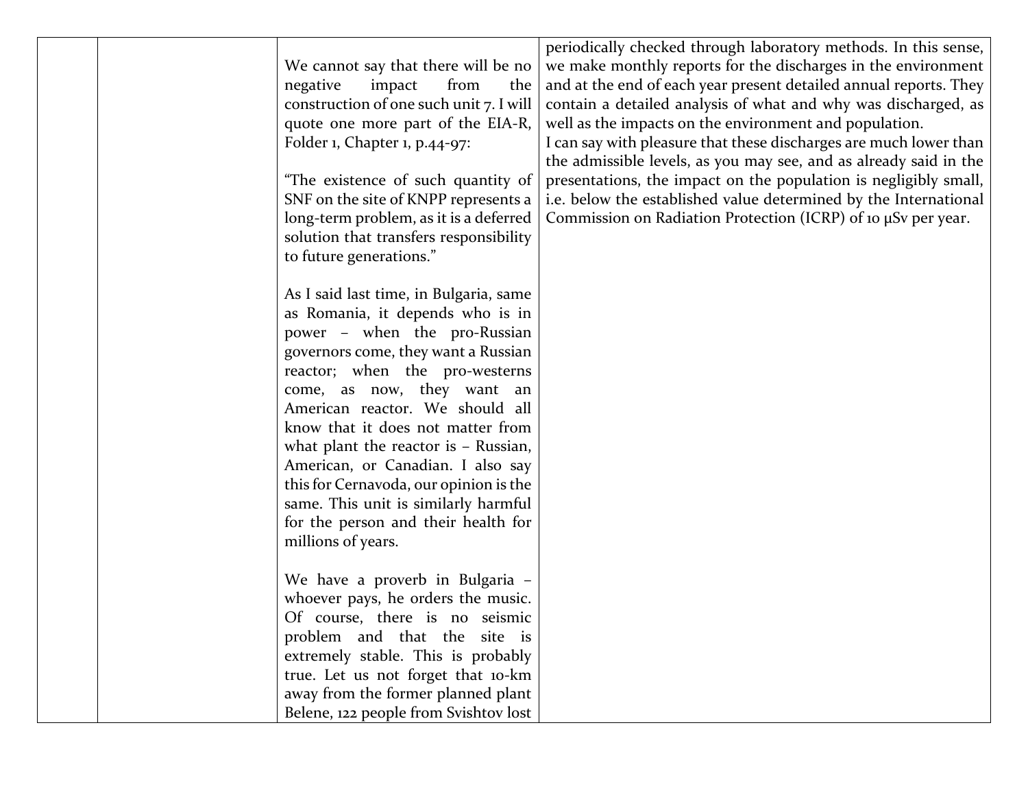| | | We cannot say that there will be no negative impact from the construction of one such unit 7. I will quote one more part of the EIA-R, Folder 1, Chapter 1, p.44-97:<br><br>"The existence of such quantity of SNF on the site of KNPP represents a long-term problem, as it is a deferred solution that transfers responsibility to future generations."<br><br>As I said last time, in Bulgaria, same as Romania, it depends who is in power – when the pro-Russian governors come, they want a Russian reactor; when the pro-westerns come, as now, they want an American reactor. We should all know that it does not matter from what plant the reactor is – Russian, American, or Canadian. I also say this for Cernavoda, our opinion is the same. This unit is similarly harmful for the person and their health for millions of years.<br><br>We have a proverb in Bulgaria – whoever pays, he orders the music. Of course, there is no seismic problem and that the site is extremely stable. This is probably true. Let us not forget that 10-km away from the former planned plant Belene, 122 people from Svishtov lost | periodically checked through laboratory methods. In this sense, we make monthly reports for the discharges in the environment and at the end of each year present detailed annual reports. They contain a detailed analysis of what and why was discharged, as well as the impacts on the environment and population.<br>I can say with pleasure that these discharges are much lower than the admissible levels, as you may see, and as already said in the presentations, the impact on the population is negligibly small, i.e. below the established value determined by the International Commission on Radiation Protection (ICRP) of 10 μSv per year. |
|---|---|---|---|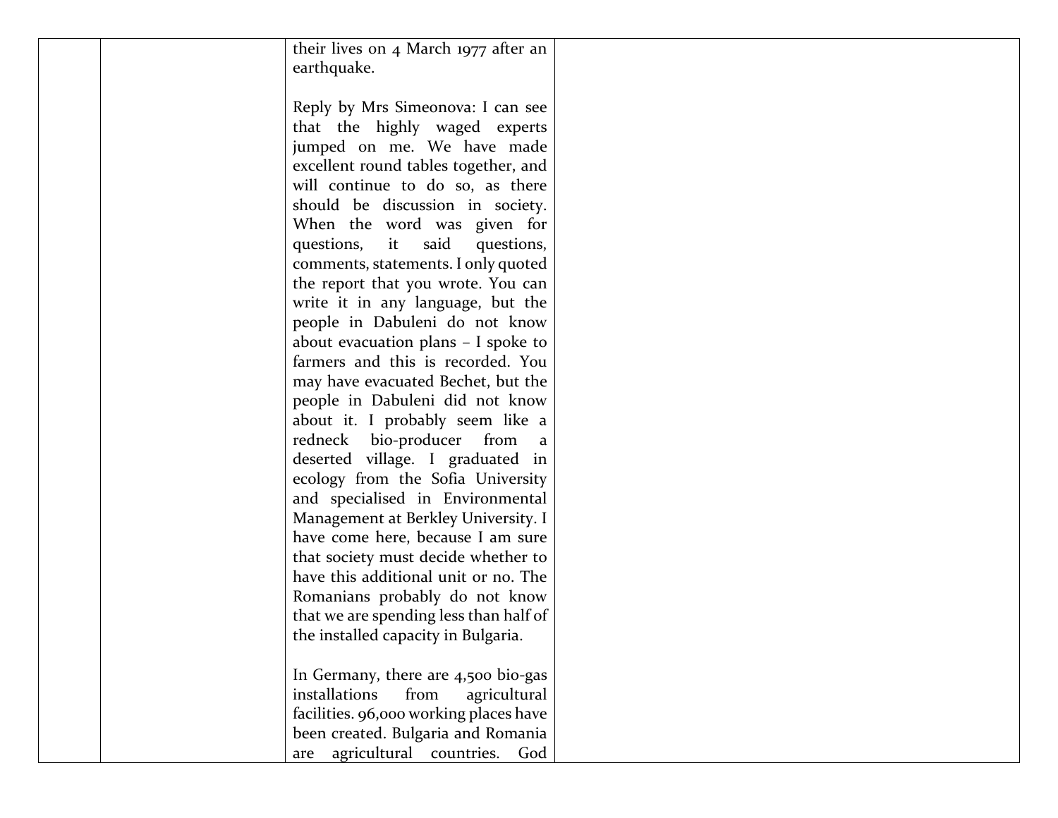| | | their lives on 4 March 1977 after an earthquake.<br><br>Reply by Mrs Simeonova: I can see that the highly waged experts jumped on me. We have made excellent round tables together, and will continue to do so, as there should be discussion in society. When the word was given for questions, it said questions, comments, statements. I only quoted the report that you wrote. You can write it in any language, but the people in Dabuleni do not know about evacuation plans – I spoke to farmers and this is recorded. You may have evacuated Bechet, but the people in Dabuleni did not know about it. I probably seem like a redneck bio-producer from a deserted village. I graduated in ecology from the Sofia University and specialised in Environmental Management at Berkley University. I have come here, because I am sure that society must decide whether to have this additional unit or no. The Romanians probably do not know that we are spending less than half of the installed capacity in Bulgaria.<br><br>In Germany, there are 4,500 bio-gas installations from agricultural facilities. 96,000 working places have been created. Bulgaria and Romania are agricultural countries. God | |
|---|---|---|---|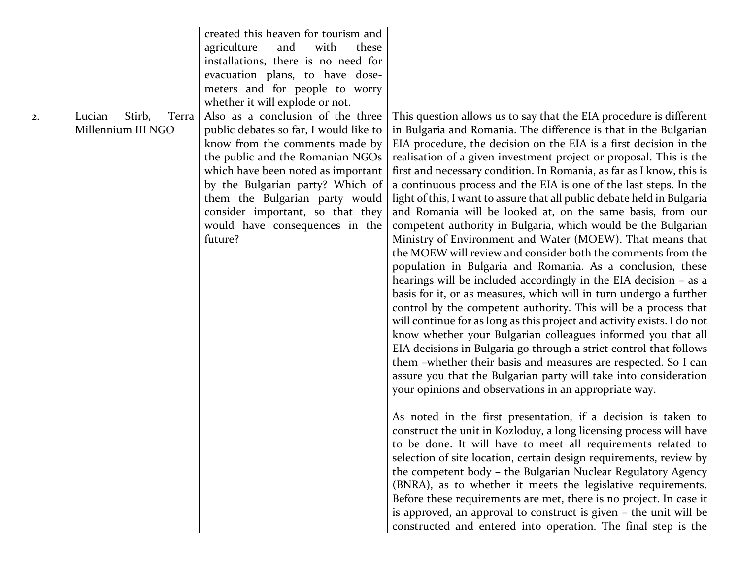| | | | |
|---|---|---|---|
| | | created this heaven for tourism and agriculture and with these installations, there is no need for evacuation plans, to have dose-meters and for people to worry whether it will explode or not. | |
| 2. | Lucian Stirb, Terra Millennium III NGO | Also as a conclusion of the three public debates so far, I would like to know from the comments made by the public and the Romanian NGOs which have been noted as important by the Bulgarian party? Which of them the Bulgarian party would consider important, so that they would have consequences in the future? | This question allows us to say that the EIA procedure is different in Bulgaria and Romania. The difference is that in the Bulgarian EIA procedure, the decision on the EIA is a first decision in the realisation of a given investment project or proposal. This is the first and necessary condition. In Romania, as far as I know, this is a continuous process and the EIA is one of the last steps. In the light of this, I want to assure that all public debate held in Bulgaria and Romania will be looked at, on the same basis, from our competent authority in Bulgaria, which would be the Bulgarian Ministry of Environment and Water (MOEW). That means that the MOEW will review and consider both the comments from the population in Bulgaria and Romania. As a conclusion, these hearings will be included accordingly in the EIA decision – as a basis for it, or as measures, which will in turn undergo a further control by the competent authority. This will be a process that will continue for as long as this project and activity exists. I do not know whether your Bulgarian colleagues informed you that all EIA decisions in Bulgaria go through a strict control that follows them –whether their basis and measures are respected. So I can assure you that the Bulgarian party will take into consideration your opinions and observations in an appropriate way.<br><br>As noted in the first presentation, if a decision is taken to construct the unit in Kozloduy, a long licensing process will have to be done. It will have to meet all requirements related to selection of site location, certain design requirements, review by the competent body – the Bulgarian Nuclear Regulatory Agency (BNRA), as to whether it meets the legislative requirements. Before these requirements are met, there is no project. In case it is approved, an approval to construct is given – the unit will be constructed and entered into operation. The final step is the |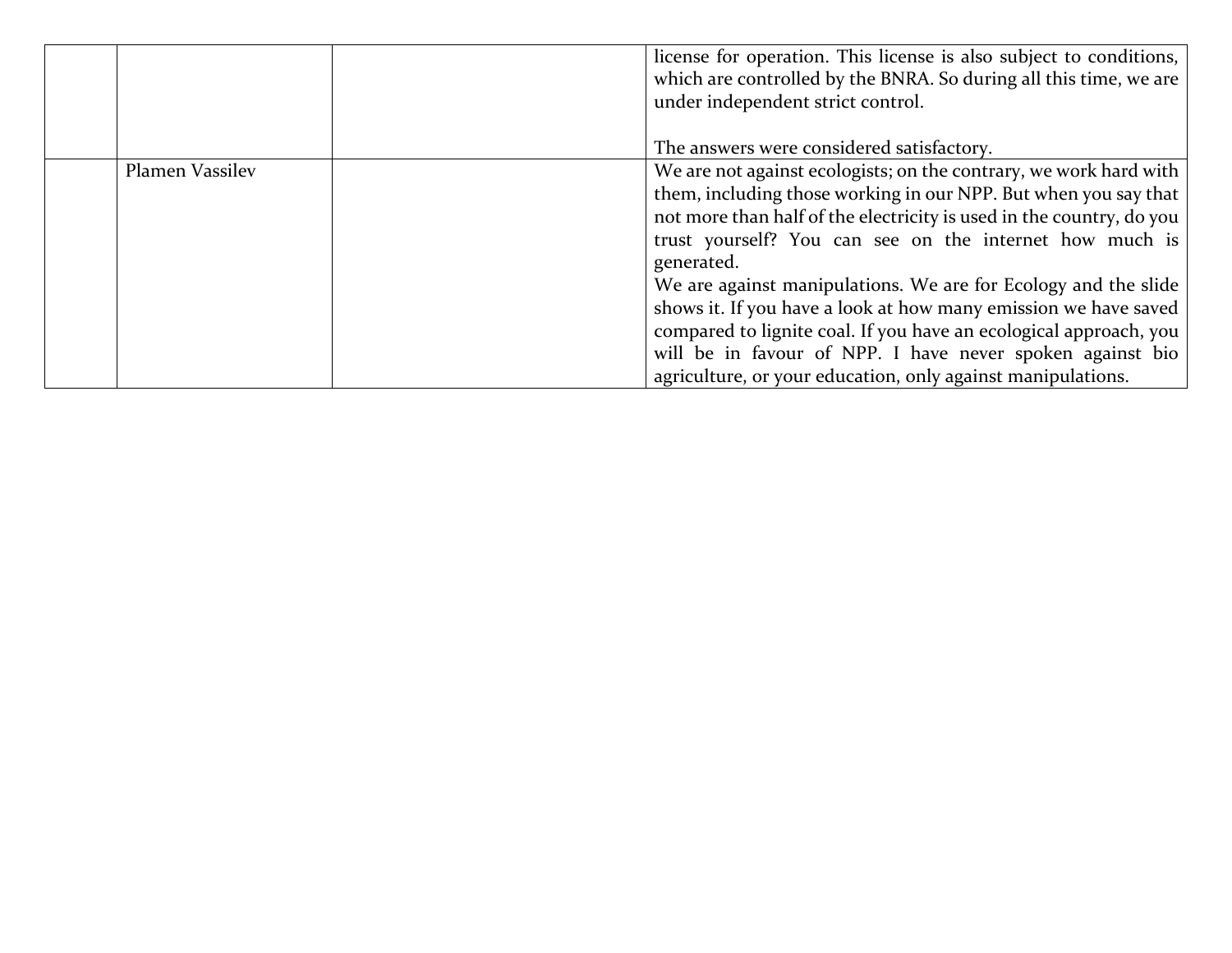| | | | |
|---|---|---|---|
| | | | license for operation. This license is also subject to conditions, which are controlled by the BNRA. So during all this time, we are under independent strict control.<br><br>The answers were considered satisfactory. |
| | Plamen Vassilev | | We are not against ecologists; on the contrary, we work hard with them, including those working in our NPP. But when you say that not more than half of the electricity is used in the country, do you trust yourself? You can see on the internet how much is generated.<br>We are against manipulations. We are for Ecology and the slide shows it. If you have a look at how many emission we have saved compared to lignite coal. If you have an ecological approach, you will be in favour of NPP. I have never spoken against bio agriculture, or your education, only against manipulations. |